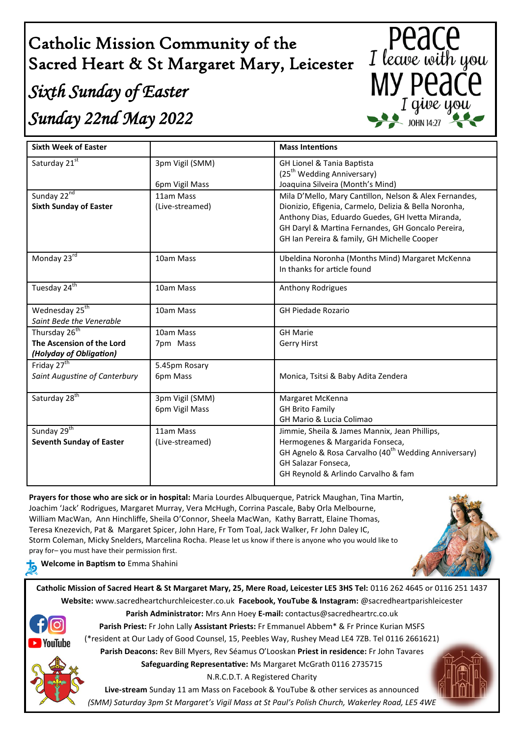# Catholic Mission Community of the Sacred Heart & St Margaret Mary, Leicester

## *Sixth Sunday of Easter*

## *Sunday 22nd May 2022*

Peace I leave with you My peace I give you
JOHN 14:27

| **Sixth Week of Easter** | | **Mass Intentions** |
|---|---|---|
| Saturday 21st | 3pm Vigil (SMM)<br><br>6pm Vigil Mass | GH Lionel & Tania Baptista (25th Wedding Anniversary)<br>Joaquina Silveira (Month's Mind) |
| Sunday 22nd<br>**Sixth Sunday of Easter** | 11am Mass<br>(Live-streamed) | Mila D'Mello, Mary Cantillon, Nelson & Alex Fernandes, Dionizio, Efigenia, Carmelo, Delizia & Bella Noronha, Anthony Dias, Eduardo Guedes, GH Ivetta Miranda, GH Daryl & Martina Fernandes, GH Goncalo Pereira, GH Ian Pereira & family, GH Michelle Cooper |
| Monday 23rd | 10am Mass | Ubeldina Noronha (Months Mind) Margaret McKenna<br>In thanks for article found |
| Tuesday 24th | 10am Mass | Anthony Rodrigues |
| Wednesday 25th<br>*Saint Bede the Venerable* | 10am Mass | GH Piedade Rozario |
| Thursday 26th<br>**The Ascension of the Lord**<br>***(Holyday of Obligation)*** | 10am Mass<br>7pm Mass | GH Marie<br>Gerry Hirst |
| Friday 27th<br>*Saint Augustine of Canterbury* | 5.45pm Rosary<br>6pm Mass | <br>Monica, Tsitsi & Baby Adita Zendera |
| Saturday 28th | 3pm Vigil (SMM)<br>6pm Vigil Mass | Margaret McKenna<br>GH Brito Family<br>GH Mario & Lucia Colimao |
| Sunday 29th<br>**Seventh Sunday of Easter** | 11am Mass<br>(Live-streamed) | Jimmie, Sheila & James Mannix, Jean Phillips, Hermogenes & Margarida Fonseca,<br>GH Agnelo & Rosa Carvalho (40th Wedding Anniversary)<br>GH Salazar Fonseca,<br>GH Reynold & Arlindo Carvalho & fam |

**Prayers for those who are sick or in hospital:** Maria Lourdes Albuquerque, Patrick Maughan, Tina Martin, Joachim 'Jack' Rodrigues, Margaret Murray, Vera McHugh, Corrina Pascale, Baby Orla Melbourne, William MacWan, Ann Hinchliffe, Sheila O'Connor, Sheela MacWan, Kathy Barratt, Elaine Thomas, Teresa Knezevich, Pat & Margaret Spicer, John Hare, Fr Tom Toal, Jack Walker, Fr John Daley IC, Storm Coleman, Micky Snelders, Marcelina Rocha. Please let us know if there is anyone who you would like to pray for– you must have their permission first.

**Welcome in Baptism to** Emma Shahini

**Catholic Mission of Sacred Heart & St Margaret Mary, 25, Mere Road, Leicester LE5 3HS Tel:** 0116 262 4645 or 0116 251 1437

**Website:** www.sacredheartchurchleicester.co.uk **Facebook, YouTube & Instagram:** @sacredheartparishleicester

**Parish Administrator:** Mrs Ann Hoey **E-mail:** contactus@sacredheartrc.co.uk

**Parish Priest:** Fr John Lally **Assistant Priests:** Fr Emmanuel Abbem* & Fr Prince Kurian MSFS

(*resident at Our Lady of Good Counsel, 15, Peebles Way, Rushey Mead LE4 7ZB. Tel 0116 2661621)

**Parish Deacons:** Rev Bill Myers, Rev Séamus O'Looskan **Priest in residence:** Fr John Tavares

**Safeguarding Representative:** Ms Margaret McGrath 0116 2735715

N.R.C.D.T. A Registered Charity

**Live-stream** Sunday 11 am Mass on Facebook & YouTube & other services as announced

*(SMM) Saturday 3pm St Margaret's Vigil Mass at St Paul's Polish Church, Wakerley Road, LE5 4WE*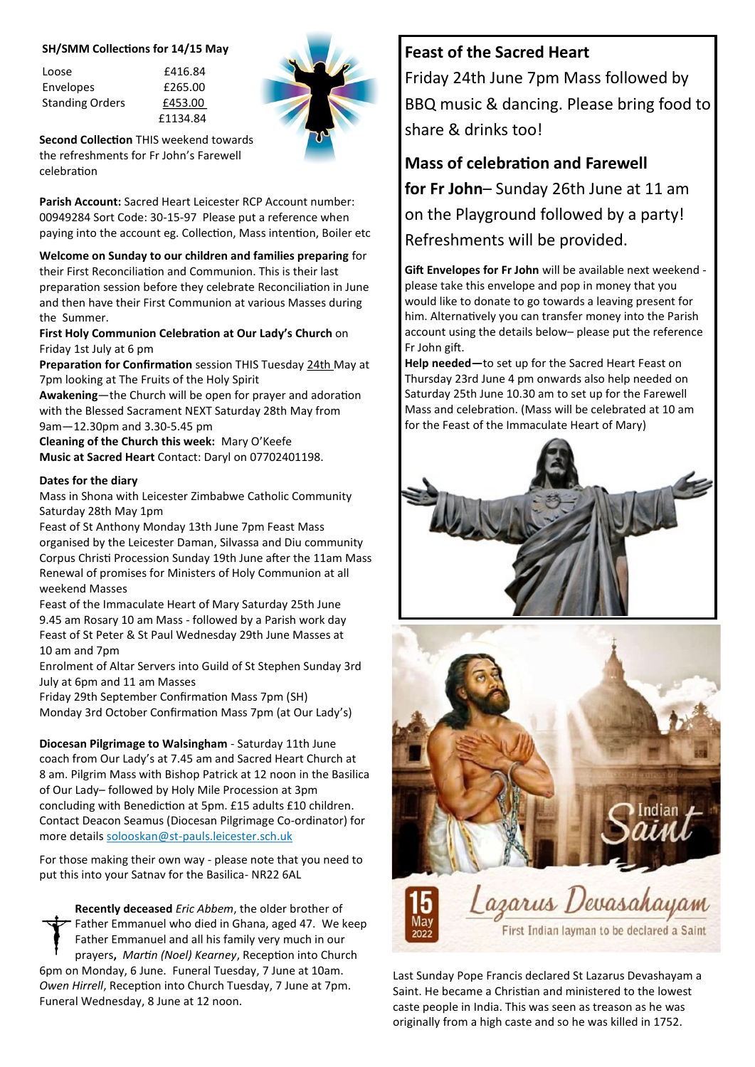**SH/SMM Collections for 14/15 May**

| | |
|---|---|
| Loose | £416.84 |
| Envelopes | £265.00 |
| Standing Orders | £453.00 |
| | £1134.84 |

**Second Collection** THIS weekend towards the refreshments for Fr John's Farewell celebration

**Parish Account:** Sacred Heart Leicester RCP Account number: 00949284 Sort Code: 30-15-97 Please put a reference when paying into the account eg. Collection, Mass intention, Boiler etc

**Welcome on Sunday to our children and families preparing** for their First Reconciliation and Communion. This is their last preparation session before they celebrate Reconciliation in June and then have their First Communion at various Masses during the Summer.

**First Holy Communion Celebration at Our Lady's Church** on Friday 1st July at 6 pm

**Preparation for Confirmation** session THIS Tuesday 24th May at 7pm looking at The Fruits of the Holy Spirit

**Awakening**—the Church will be open for prayer and adoration with the Blessed Sacrament NEXT Saturday 28th May from 9am—12.30pm and 3.30-5.45 pm

**Cleaning of the Church this week:** Mary O'Keefe

**Music at Sacred Heart** Contact: Daryl on 07702401198.

**Dates for the diary**

Mass in Shona with Leicester Zimbabwe Catholic Community Saturday 28th May 1pm

Feast of St Anthony Monday 13th June 7pm Feast Mass organised by the Leicester Daman, Silvassa and Diu community

Corpus Christi Procession Sunday 19th June after the 11am Mass

Renewal of promises for Ministers of Holy Communion at all weekend Masses

Feast of the Immaculate Heart of Mary Saturday 25th June 9.45 am Rosary 10 am Mass - followed by a Parish work day

Feast of St Peter & St Paul Wednesday 29th June Masses at 10 am and 7pm

Enrolment of Altar Servers into Guild of St Stephen Sunday 3rd July at 6pm and 11 am Masses

Friday 29th September Confirmation Mass 7pm (SH)

Monday 3rd October Confirmation Mass 7pm (at Our Lady's)

**Diocesan Pilgrimage to Walsingham** - Saturday 11th June coach from Our Lady's at 7.45 am and Sacred Heart Church at 8 am. Pilgrim Mass with Bishop Patrick at 12 noon in the Basilica of Our Lady– followed by Holy Mile Procession at 3pm concluding with Benediction at 5pm. £15 adults £10 children. Contact Deacon Seamus (Diocesan Pilgrimage Co-ordinator) for more details solooskan@st-pauls.leicester.sch.uk

For those making their own way - please note that you need to put this into your Satnav for the Basilica- NR22 6AL

**Recently deceased** *Eric Abbem*, the older brother of Father Emmanuel who died in Ghana, aged 47. We keep Father Emmanuel and all his family very much in our prayers**,** *Martin (Noel) Kearney*, Reception into Church 6pm on Monday, 6 June. Funeral Tuesday, 7 June at 10am. *Owen Hirrell*, Reception into Church Tuesday, 7 June at 7pm. Funeral Wednesday, 8 June at 12 noon.

## Feast of the Sacred Heart

Friday 24th June 7pm Mass followed by BBQ music & dancing. Please bring food to share & drinks too!

## Mass of celebration and Farewell for Fr John

– Sunday 26th June at 11 am on the Playground followed by a party! Refreshments will be provided.

**Gift Envelopes for Fr John** will be available next weekend - please take this envelope and pop in money that you would like to donate to go towards a leaving present for him. Alternatively you can transfer money into the Parish account using the details below– please put the reference Fr John gift.

**Help needed—**to set up for the Sacred Heart Feast on Thursday 23rd June 4 pm onwards also help needed on Saturday 25th June 10.30 am to set up for the Farewell Mass and celebration. (Mass will be celebrated at 10 am for the Feast of the Immaculate Heart of Mary)

Indian Saint

15 May 2022

Lazarus Devasahayam

First Indian layman to be declared a Saint

Last Sunday Pope Francis declared St Lazarus Devashayam a Saint. He became a Christian and ministered to the lowest caste people in India. This was seen as treason as he was originally from a high caste and so he was killed in 1752.